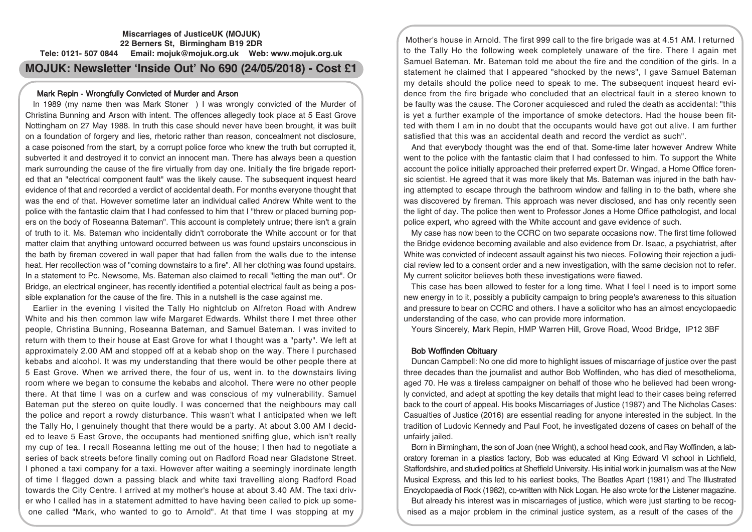**Miscarriages of JusticeUK (MOJUK)**
**22 Berners St, Birmingham B19 2DR**
**Tele: 0121- 507 0844 Email: mojuk@mojuk.org.uk Web: www.mojuk.org.uk**

# MOJUK: Newsletter 'Inside Out' No 690 (24/05/2018) - Cost £1

## Mark Repin - Wrongfully Convicted of Murder and Arson

In 1989 (my name then was Mark Stoner ) I was wrongly convicted of the Murder of Christina Bunning and Arson with intent. The offences allegedly took place at 5 East Grove Nottingham on 27 May 1988. In truth this case should never have been brought, it was built on a foundation of forgery and lies, rhetoric rather than reason, concealment not disclosure, a case poisoned from the start, by a corrupt police force who knew the truth but corrupted it, subverted it and destroyed it to convict an innocent man. There has always been a question mark surrounding the cause of the fire virtually from day one. Initially the fire brigade reported that an "electrical component fault" was the likely cause. The subsequent inquest heard evidence of that and recorded a verdict of accidental death. For months everyone thought that was the end of that. However sometime later an individual called Andrew White went to the police with the fantastic claim that I had confessed to him that I "threw or placed burning popers on the body of Roseanna Bateman". This account is completely untrue; there isn't a grain of truth to it. Ms. Bateman who incidentally didn't corroborate the White account or for that matter claim that anything untoward occurred between us was found upstairs unconscious in the bath by fireman covered in wall paper that had fallen from the walls due to the intense heat. Her recollection was of "coming downstairs to a fire". All her clothing was found upstairs. In a statement to Pc. Newsome, Ms. Bateman also claimed to recall "letting the man out". Or Bridge, an electrical engineer, has recently identified a potential electrical fault as being a possible explanation for the cause of the fire. This in a nutshell is the case against me.

Earlier in the evening I visited the Tally Ho nightclub on Alfreton Road with Andrew White and his then common law wife Margaret Edwards. Whilst there I met three other people, Christina Bunning, Roseanna Bateman, and Samuel Bateman. I was invited to return with them to their house at East Grove for what I thought was a "party". We left at approximately 2.00 AM and stopped off at a kebab shop on the way. There I purchased kebabs and alcohol. It was my understanding that there would be other people there at 5 East Grove. When we arrived there, the four of us, went in. to the downstairs living room where we began to consume the kebabs and alcohol. There were no other people there. At that time I was on a curfew and was conscious of my vulnerability. Samuel Bateman put the stereo on quite loudly. I was concerned that the neighbours may call the police and report a rowdy disturbance. This wasn't what I anticipated when we left the Tally Ho, I genuinely thought that there would be a party. At about 3.00 AM I decided to leave 5 East Grove, the occupants had mentioned sniffing glue, which isn't really my cup of tea. I recall Roseanna letting me out of the house; I then had to negotiate a series of back streets before finally coming out on Radford Road near Gladstone Street. I phoned a taxi company for a taxi. However after waiting a seemingly inordinate length of time I flagged down a passing black and white taxi travelling along Radford Road towards the City Centre. I arrived at my mother's house at about 3.40 AM. The taxi driver who I called has in a statement admitted to have having been called to pick up someone called "Mark, who wanted to go to Arnold". At that time I was stopping at my Mother's house in Arnold. The first 999 call to the fire brigade was at 4.51 AM. I returned to the Tally Ho the following week completely unaware of the fire. There I again met Samuel Bateman. Mr. Bateman told me about the fire and the condition of the girls. In a statement he claimed that I appeared "shocked by the news", I gave Samuel Bateman my details should the police need to speak to me. The subsequent inquest heard evidence from the fire brigade who concluded that an electrical fault in a stereo known to be faulty was the cause. The Coroner acquiesced and ruled the death as accidental: "this is yet a further example of the importance of smoke detectors. Had the house been fitted with them I am in no doubt that the occupants would have got out alive. I am further satisfied that this was an accidental death and record the verdict as such".

And that everybody thought was the end of that. Some-time later however Andrew White went to the police with the fantastic claim that I had confessed to him. To support the White account the police initially approached their preferred expert Dr. Wingad, a Home Office forensic scientist. He agreed that it was more likely that Ms. Bateman was injured in the bath having attempted to escape through the bathroom window and falling in to the bath, where she was discovered by fireman. This approach was never disclosed, and has only recently seen the light of day. The police then went to Professor Jones a Home Office pathologist, and local police expert, who agreed with the White account and gave evidence of such.

My case has now been to the CCRC on two separate occasions now. The first time followed the Bridge evidence becoming available and also evidence from Dr. Isaac, a psychiatrist, after White was convicted of indecent assault against his two nieces. Following their rejection a judicial review led to a consent order and a new investigation, with the same decision not to refer. My current solicitor believes both these investigations were flawed.

This case has been allowed to fester for a long time. What I feel I need is to import some new energy in to it, possibly a publicity campaign to bring people's awareness to this situation and pressure to bear on CCRC and others. I have a solicitor who has an almost encyclopaedic understanding of the case, who can provide more information.

Yours Sincerely, Mark Repin, HMP Warren Hill, Grove Road, Wood Bridge, IP12 3BF

## Bob Woffinden Obituary

Duncan Campbell: No one did more to highlight issues of miscarriage of justice over the past three decades than the journalist and author Bob Woffinden, who has died of mesothelioma, aged 70. He was a tireless campaigner on behalf of those who he believed had been wrongly convicted, and adept at spotting the key details that might lead to their cases being referred back to the court of appeal. His books Miscarriages of Justice (1987) and The Nicholas Cases: Casualties of Justice (2016) are essential reading for anyone interested in the subject. In the tradition of Ludovic Kennedy and Paul Foot, he investigated dozens of cases on behalf of the unfairly jailed.

Born in Birmingham, the son of Joan (nee Wright), a school head cook, and Ray Woffinden, a laboratory foreman in a plastics factory, Bob was educated at King Edward VI school in Lichfield, Staffordshire, and studied politics at Sheffield University. His initial work in journalism was at the New Musical Express, and this led to his earliest books, The Beatles Apart (1981) and The Illustrated Encyclopaedia of Rock (1982), co-written with Nick Logan. He also wrote for the Listener magazine.

But already his interest was in miscarriages of justice, which were just starting to be recognised as a major problem in the criminal justice system, as a result of the cases of the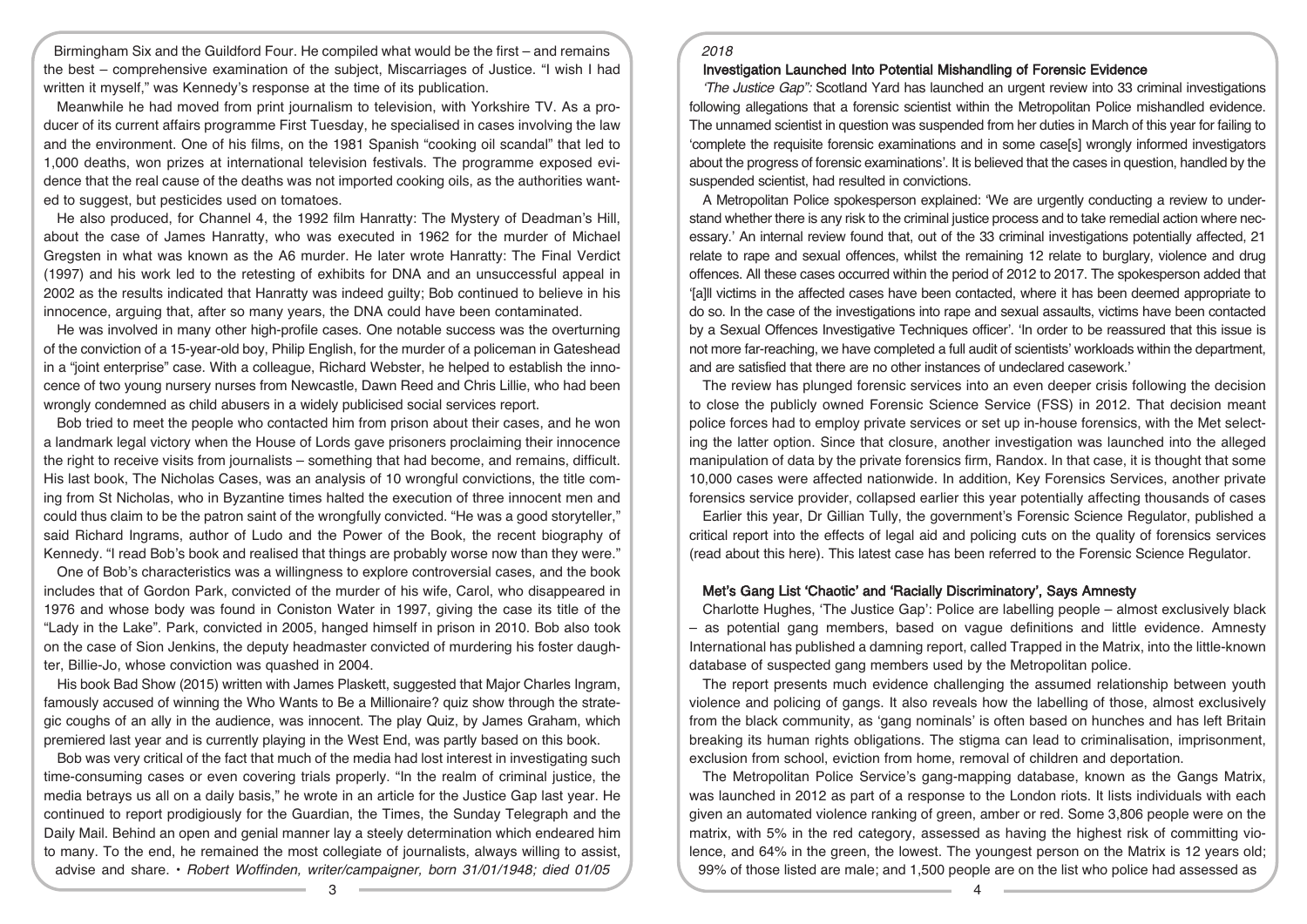Birmingham Six and the Guildford Four. He compiled what would be the first – and remains the best – comprehensive examination of the subject, Miscarriages of Justice. "I wish I had written it myself," was Kennedy's response at the time of its publication.

Meanwhile he had moved from print journalism to television, with Yorkshire TV. As a producer of its current affairs programme First Tuesday, he specialised in cases involving the law and the environment. One of his films, on the 1981 Spanish "cooking oil scandal" that led to 1,000 deaths, won prizes at international television festivals. The programme exposed evidence that the real cause of the deaths was not imported cooking oils, as the authorities wanted to suggest, but pesticides used on tomatoes.

He also produced, for Channel 4, the 1992 film Hanratty: The Mystery of Deadman's Hill, about the case of James Hanratty, who was executed in 1962 for the murder of Michael Gregsten in what was known as the A6 murder. He later wrote Hanratty: The Final Verdict (1997) and his work led to the retesting of exhibits for DNA and an unsuccessful appeal in 2002 as the results indicated that Hanratty was indeed guilty; Bob continued to believe in his innocence, arguing that, after so many years, the DNA could have been contaminated.

He was involved in many other high-profile cases. One notable success was the overturning of the conviction of a 15-year-old boy, Philip English, for the murder of a policeman in Gateshead in a "joint enterprise" case. With a colleague, Richard Webster, he helped to establish the innocence of two young nursery nurses from Newcastle, Dawn Reed and Chris Lillie, who had been wrongly condemned as child abusers in a widely publicised social services report.

Bob tried to meet the people who contacted him from prison about their cases, and he won a landmark legal victory when the House of Lords gave prisoners proclaiming their innocence the right to receive visits from journalists – something that had become, and remains, difficult. His last book, The Nicholas Cases, was an analysis of 10 wrongful convictions, the title coming from St Nicholas, who in Byzantine times halted the execution of three innocent men and could thus claim to be the patron saint of the wrongfully convicted. "He was a good storyteller," said Richard Ingrams, author of Ludo and the Power of the Book, the recent biography of Kennedy. "I read Bob's book and realised that things are probably worse now than they were."

One of Bob's characteristics was a willingness to explore controversial cases, and the book includes that of Gordon Park, convicted of the murder of his wife, Carol, who disappeared in 1976 and whose body was found in Coniston Water in 1997, giving the case its title of the "Lady in the Lake". Park, convicted in 2005, hanged himself in prison in 2010. Bob also took on the case of Sion Jenkins, the deputy headmaster convicted of murdering his foster daughter, Billie-Jo, whose conviction was quashed in 2004.

His book Bad Show (2015) written with James Plaskett, suggested that Major Charles Ingram, famously accused of winning the Who Wants to Be a Millionaire? quiz show through the strategic coughs of an ally in the audience, was innocent. The play Quiz, by James Graham, which premiered last year and is currently playing in the West End, was partly based on this book.

Bob was very critical of the fact that much of the media had lost interest in investigating such time-consuming cases or even covering trials properly. "In the realm of criminal justice, the media betrays us all on a daily basis," he wrote in an article for the Justice Gap last year. He continued to report prodigiously for the Guardian, the Times, the Sunday Telegraph and the Daily Mail. Behind an open and genial manner lay a steely determination which endeared him to many. To the end, he remained the most collegiate of journalists, always willing to assist, advise and share. • *Robert Woffinden, writer/campaigner, born 31/01/1948; died 01/05 2018*

### Investigation Launched Into Potential Mishandling of Forensic Evidence

*'The Justice Gap':* Scotland Yard has launched an urgent review into 33 criminal investigations following allegations that a forensic scientist within the Metropolitan Police mishandled evidence. The unnamed scientist in question was suspended from her duties in March of this year for failing to 'complete the requisite forensic examinations and in some case[s] wrongly informed investigators about the progress of forensic examinations'. It is believed that the cases in question, handled by the suspended scientist, had resulted in convictions.

A Metropolitan Police spokesperson explained: 'We are urgently conducting a review to understand whether there is any risk to the criminal justice process and to take remedial action where necessary.' An internal review found that, out of the 33 criminal investigations potentially affected, 21 relate to rape and sexual offences, whilst the remaining 12 relate to burglary, violence and drug offences. All these cases occurred within the period of 2012 to 2017. The spokesperson added that '[a]ll victims in the affected cases have been contacted, where it has been deemed appropriate to do so. In the case of the investigations into rape and sexual assaults, victims have been contacted by a Sexual Offences Investigative Techniques officer'. 'In order to be reassured that this issue is not more far-reaching, we have completed a full audit of scientists' workloads within the department, and are satisfied that there are no other instances of undeclared casework.'

The review has plunged forensic services into an even deeper crisis following the decision to close the publicly owned Forensic Science Service (FSS) in 2012. That decision meant police forces had to employ private services or set up in-house forensics, with the Met selecting the latter option. Since that closure, another investigation was launched into the alleged manipulation of data by the private forensics firm, Randox. In that case, it is thought that some 10,000 cases were affected nationwide. In addition, Key Forensics Services, another private forensics service provider, collapsed earlier this year potentially affecting thousands of cases

Earlier this year, Dr Gillian Tully, the government's Forensic Science Regulator, published a critical report into the effects of legal aid and policing cuts on the quality of forensics services (read about this here). This latest case has been referred to the Forensic Science Regulator.

### Met's Gang List 'Chaotic' and 'Racially Discriminatory', Says Amnesty

Charlotte Hughes, 'The Justice Gap': Police are labelling people – almost exclusively black – as potential gang members, based on vague definitions and little evidence. Amnesty International has published a damning report, called Trapped in the Matrix, into the little-known database of suspected gang members used by the Metropolitan police.

The report presents much evidence challenging the assumed relationship between youth violence and policing of gangs. It also reveals how the labelling of those, almost exclusively from the black community, as 'gang nominals' is often based on hunches and has left Britain breaking its human rights obligations. The stigma can lead to criminalisation, imprisonment, exclusion from school, eviction from home, removal of children and deportation.

The Metropolitan Police Service's gang-mapping database, known as the Gangs Matrix, was launched in 2012 as part of a response to the London riots. It lists individuals with each given an automated violence ranking of green, amber or red. Some 3,806 people were on the matrix, with 5% in the red category, assessed as having the highest risk of committing violence, and 64% in the green, the lowest. The youngest person on the Matrix is 12 years old; 99% of those listed are male; and 1,500 people are on the list who police had assessed as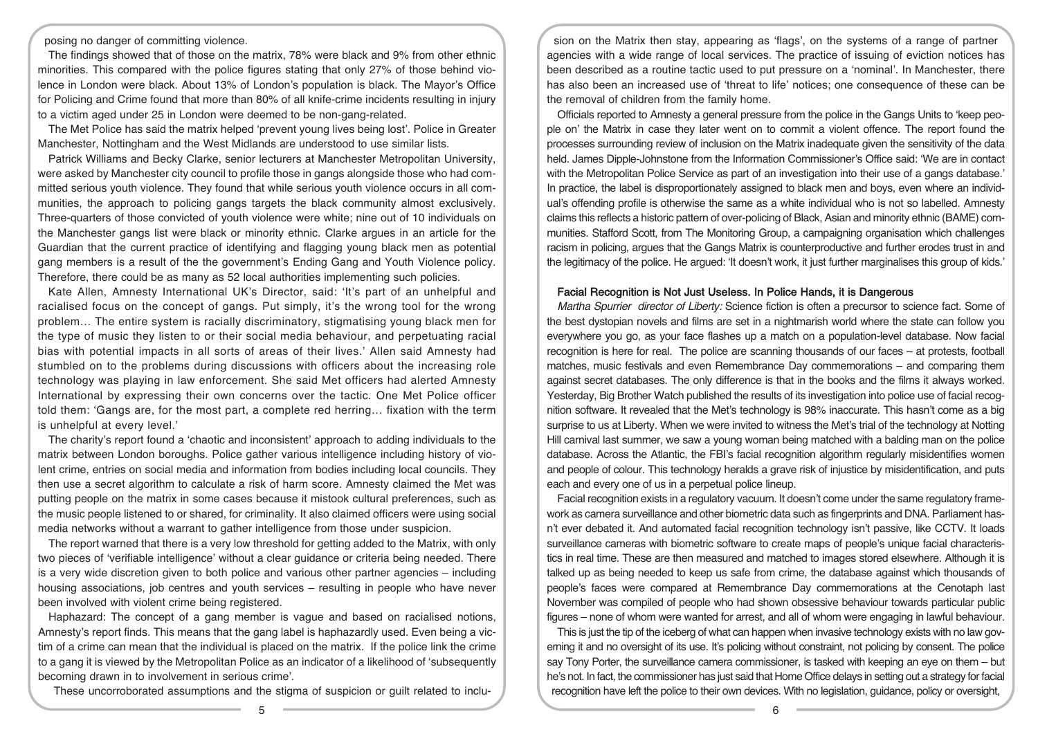posing no danger of committing violence.

The findings showed that of those on the matrix, 78% were black and 9% from other ethnic minorities. This compared with the police figures stating that only 27% of those behind violence in London were black. About 13% of London's population is black. The Mayor's Office for Policing and Crime found that more than 80% of all knife-crime incidents resulting in injury to a victim aged under 25 in London were deemed to be non-gang-related.

The Met Police has said the matrix helped 'prevent young lives being lost'. Police in Greater Manchester, Nottingham and the West Midlands are understood to use similar lists.

Patrick Williams and Becky Clarke, senior lecturers at Manchester Metropolitan University, were asked by Manchester city council to profile those in gangs alongside those who had committed serious youth violence. They found that while serious youth violence occurs in all communities, the approach to policing gangs targets the black community almost exclusively. Three-quarters of those convicted of youth violence were white; nine out of 10 individuals on the Manchester gangs list were black or minority ethnic. Clarke argues in an article for the Guardian that the current practice of identifying and flagging young black men as potential gang members is a result of the the government's Ending Gang and Youth Violence policy. Therefore, there could be as many as 52 local authorities implementing such policies.

Kate Allen, Amnesty International UK's Director, said: 'It's part of an unhelpful and racialised focus on the concept of gangs. Put simply, it's the wrong tool for the wrong problem… The entire system is racially discriminatory, stigmatising young black men for the type of music they listen to or their social media behaviour, and perpetuating racial bias with potential impacts in all sorts of areas of their lives.' Allen said Amnesty had stumbled on to the problems during discussions with officers about the increasing role technology was playing in law enforcement. She said Met officers had alerted Amnesty International by expressing their own concerns over the tactic. One Met Police officer told them: 'Gangs are, for the most part, a complete red herring… fixation with the term is unhelpful at every level.'

The charity's report found a 'chaotic and inconsistent' approach to adding individuals to the matrix between London boroughs. Police gather various intelligence including history of violent crime, entries on social media and information from bodies including local councils. They then use a secret algorithm to calculate a risk of harm score. Amnesty claimed the Met was putting people on the matrix in some cases because it mistook cultural preferences, such as the music people listened to or shared, for criminality. It also claimed officers were using social media networks without a warrant to gather intelligence from those under suspicion.

The report warned that there is a very low threshold for getting added to the Matrix, with only two pieces of 'verifiable intelligence' without a clear guidance or criteria being needed. There is a very wide discretion given to both police and various other partner agencies – including housing associations, job centres and youth services – resulting in people who have never been involved with violent crime being registered.

Haphazard: The concept of a gang member is vague and based on racialised notions, Amnesty's report finds. This means that the gang label is haphazardly used. Even being a victim of a crime can mean that the individual is placed on the matrix. If the police link the crime to a gang it is viewed by the Metropolitan Police as an indicator of a likelihood of 'subsequently becoming drawn in to involvement in serious crime'.

These uncorroborated assumptions and the stigma of suspicion or guilt related to inclusion on the Matrix then stay, appearing as 'flags', on the systems of a range of partner agencies with a wide range of local services. The practice of issuing of eviction notices has been described as a routine tactic used to put pressure on a 'nominal'. In Manchester, there has also been an increased use of 'threat to life' notices; one consequence of these can be the removal of children from the family home.

Officials reported to Amnesty a general pressure from the police in the Gangs Units to 'keep people on' the Matrix in case they later went on to commit a violent offence. The report found the processes surrounding review of inclusion on the Matrix inadequate given the sensitivity of the data held. James Dipple-Johnstone from the Information Commissioner's Office said: 'We are in contact with the Metropolitan Police Service as part of an investigation into their use of a gangs database.' In practice, the label is disproportionately assigned to black men and boys, even where an individual's offending profile is otherwise the same as a white individual who is not so labelled. Amnesty claims this reflects a historic pattern of over-policing of Black, Asian and minority ethnic (BAME) communities. Stafford Scott, from The Monitoring Group, a campaigning organisation which challenges racism in policing, argues that the Gangs Matrix is counterproductive and further erodes trust in and the legitimacy of the police. He argued: 'It doesn't work, it just further marginalises this group of kids.'

### Facial Recognition is Not Just Useless. In Police Hands, it is Dangerous

*Martha Spurrier director of Liberty:* Science fiction is often a precursor to science fact. Some of the best dystopian novels and films are set in a nightmarish world where the state can follow you everywhere you go, as your face flashes up a match on a population-level database. Now facial recognition is here for real. The police are scanning thousands of our faces – at protests, football matches, music festivals and even Remembrance Day commemorations – and comparing them against secret databases. The only difference is that in the books and the films it always worked. Yesterday, Big Brother Watch published the results of its investigation into police use of facial recognition software. It revealed that the Met's technology is 98% inaccurate. This hasn't come as a big surprise to us at Liberty. When we were invited to witness the Met's trial of the technology at Notting Hill carnival last summer, we saw a young woman being matched with a balding man on the police database. Across the Atlantic, the FBI's facial recognition algorithm regularly misidentifies women and people of colour. This technology heralds a grave risk of injustice by misidentification, and puts each and every one of us in a perpetual police lineup.

Facial recognition exists in a regulatory vacuum. It doesn't come under the same regulatory framework as camera surveillance and other biometric data such as fingerprints and DNA. Parliament hasn't ever debated it. And automated facial recognition technology isn't passive, like CCTV. It loads surveillance cameras with biometric software to create maps of people's unique facial characteristics in real time. These are then measured and matched to images stored elsewhere. Although it is talked up as being needed to keep us safe from crime, the database against which thousands of people's faces were compared at Remembrance Day commemorations at the Cenotaph last November was compiled of people who had shown obsessive behaviour towards particular public figures – none of whom were wanted for arrest, and all of whom were engaging in lawful behaviour.

This is just the tip of the iceberg of what can happen when invasive technology exists with no law governing it and no oversight of its use. It's policing without constraint, not policing by consent. The police say Tony Porter, the surveillance camera commissioner, is tasked with keeping an eye on them – but he's not. In fact, the commissioner has just said that Home Office delays in setting out a strategy for facial recognition have left the police to their own devices. With no legislation, guidance, policy or oversight,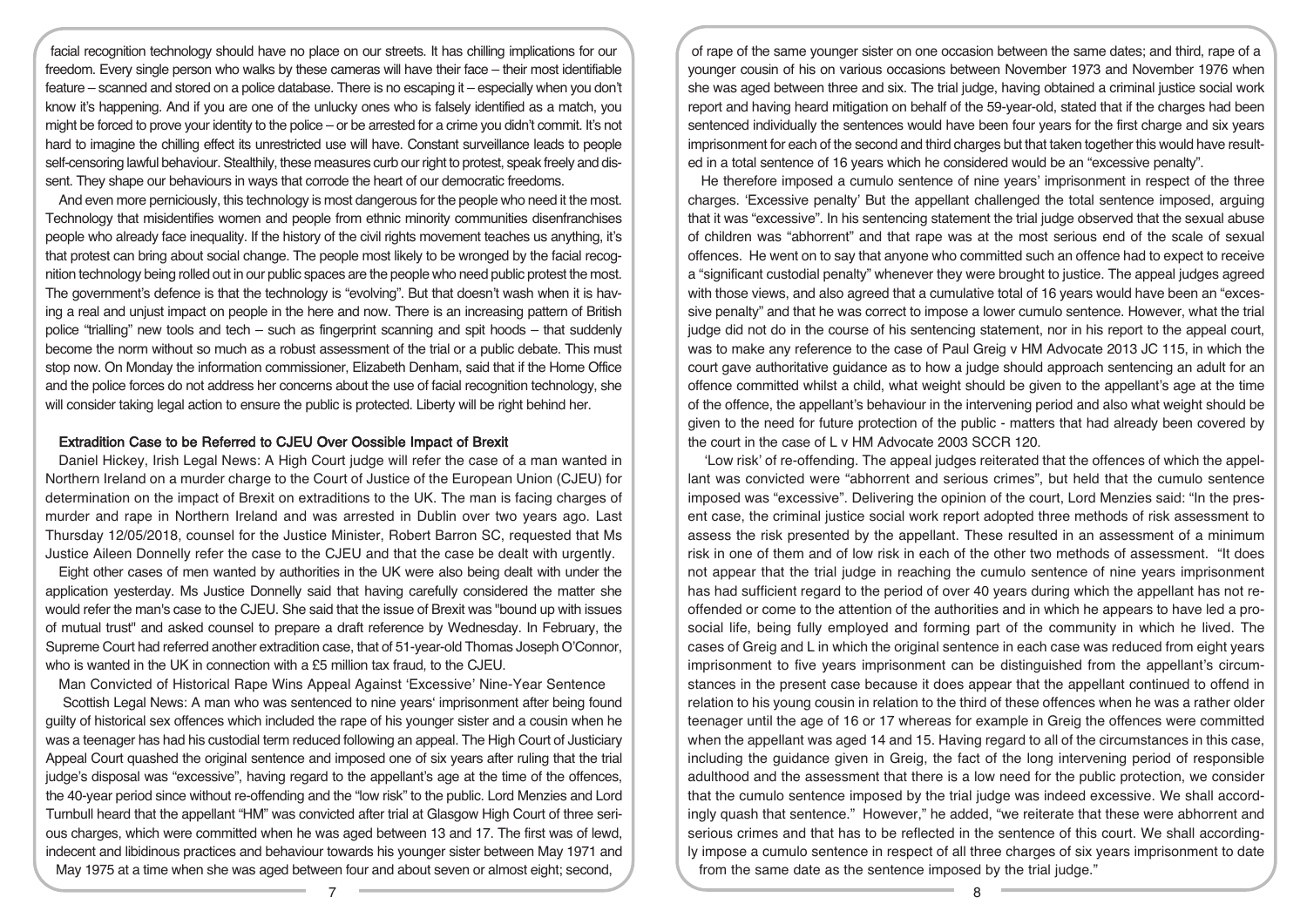facial recognition technology should have no place on our streets. It has chilling implications for our freedom. Every single person who walks by these cameras will have their face – their most identifiable feature – scanned and stored on a police database. There is no escaping it – especially when you don't know it's happening. And if you are one of the unlucky ones who is falsely identified as a match, you might be forced to prove your identity to the police – or be arrested for a crime you didn't commit. It's not hard to imagine the chilling effect its unrestricted use will have. Constant surveillance leads to people self-censoring lawful behaviour. Stealthily, these measures curb our right to protest, speak freely and dissent. They shape our behaviours in ways that corrode the heart of our democratic freedoms.

And even more perniciously, this technology is most dangerous for the people who need it the most. Technology that misidentifies women and people from ethnic minority communities disenfranchises people who already face inequality. If the history of the civil rights movement teaches us anything, it's that protest can bring about social change. The people most likely to be wronged by the facial recognition technology being rolled out in our public spaces are the people who need public protest the most. The government's defence is that the technology is "evolving". But that doesn't wash when it is having a real and unjust impact on people in the here and now. There is an increasing pattern of British police "trialling" new tools and tech – such as fingerprint scanning and spit hoods – that suddenly become the norm without so much as a robust assessment of the trial or a public debate. This must stop now. On Monday the information commissioner, Elizabeth Denham, said that if the Home Office and the police forces do not address her concerns about the use of facial recognition technology, she will consider taking legal action to ensure the public is protected. Liberty will be right behind her.

### Extradition Case to be Referred to CJEU Over Oossible Impact of Brexit

Daniel Hickey, Irish Legal News: A High Court judge will refer the case of a man wanted in Northern Ireland on a murder charge to the Court of Justice of the European Union (CJEU) for determination on the impact of Brexit on extraditions to the UK. The man is facing charges of murder and rape in Northern Ireland and was arrested in Dublin over two years ago. Last Thursday 12/05/2018, counsel for the Justice Minister, Robert Barron SC, requested that Ms Justice Aileen Donnelly refer the case to the CJEU and that the case be dealt with urgently.

Eight other cases of men wanted by authorities in the UK were also being dealt with under the application yesterday. Ms Justice Donnelly said that having carefully considered the matter she would refer the man's case to the CJEU. She said that the issue of Brexit was "bound up with issues of mutual trust" and asked counsel to prepare a draft reference by Wednesday. In February, the Supreme Court had referred another extradition case, that of 51-year-old Thomas Joseph O'Connor, who is wanted in the UK in connection with a £5 million tax fraud, to the CJEU.

### Man Convicted of Historical Rape Wins Appeal Against 'Excessive' Nine-Year Sentence

Scottish Legal News: A man who was sentenced to nine years' imprisonment after being found guilty of historical sex offences which included the rape of his younger sister and a cousin when he was a teenager has had his custodial term reduced following an appeal. The High Court of Justiciary Appeal Court quashed the original sentence and imposed one of six years after ruling that the trial judge's disposal was "excessive", having regard to the appellant's age at the time of the offences, the 40-year period since without re-offending and the "low risk" to the public. Lord Menzies and Lord Turnbull heard that the appellant "HM" was convicted after trial at Glasgow High Court of three serious charges, which were committed when he was aged between 13 and 17. The first was of lewd, indecent and libidinous practices and behaviour towards his younger sister between May 1971 and May 1975 at a time when she was aged between four and about seven or almost eight; second, of rape of the same younger sister on one occasion between the same dates; and third, rape of a younger cousin of his on various occasions between November 1973 and November 1976 when she was aged between three and six. The trial judge, having obtained a criminal justice social work report and having heard mitigation on behalf of the 59-year-old, stated that if the charges had been sentenced individually the sentences would have been four years for the first charge and six years imprisonment for each of the second and third charges but that taken together this would have resulted in a total sentence of 16 years which he considered would be an "excessive penalty".

He therefore imposed a cumulo sentence of nine years' imprisonment in respect of the three charges. 'Excessive penalty' But the appellant challenged the total sentence imposed, arguing that it was "excessive". In his sentencing statement the trial judge observed that the sexual abuse of children was "abhorrent" and that rape was at the most serious end of the scale of sexual offences. He went on to say that anyone who committed such an offence had to expect to receive a "significant custodial penalty" whenever they were brought to justice. The appeal judges agreed with those views, and also agreed that a cumulative total of 16 years would have been an "excessive penalty" and that he was correct to impose a lower cumulo sentence. However, what the trial judge did not do in the course of his sentencing statement, nor in his report to the appeal court, was to make any reference to the case of Paul Greig v HM Advocate 2013 JC 115, in which the court gave authoritative guidance as to how a judge should approach sentencing an adult for an offence committed whilst a child, what weight should be given to the appellant's age at the time of the offence, the appellant's behaviour in the intervening period and also what weight should be given to the need for future protection of the public - matters that had already been covered by the court in the case of L v HM Advocate 2003 SCCR 120.

'Low risk' of re-offending. The appeal judges reiterated that the offences of which the appellant was convicted were "abhorrent and serious crimes", but held that the cumulo sentence imposed was "excessive". Delivering the opinion of the court, Lord Menzies said: "In the present case, the criminal justice social work report adopted three methods of risk assessment to assess the risk presented by the appellant. These resulted in an assessment of a minimum risk in one of them and of low risk in each of the other two methods of assessment. "It does not appear that the trial judge in reaching the cumulo sentence of nine years imprisonment has had sufficient regard to the period of over 40 years during which the appellant has not re-offended or come to the attention of the authorities and in which he appears to have led a pro-social life, being fully employed and forming part of the community in which he lived. The cases of Greig and L in which the original sentence in each case was reduced from eight years imprisonment to five years imprisonment can be distinguished from the appellant's circumstances in the present case because it does appear that the appellant continued to offend in relation to his young cousin in relation to the third of these offences when he was a rather older teenager until the age of 16 or 17 whereas for example in Greig the offences were committed when the appellant was aged 14 and 15. Having regard to all of the circumstances in this case, including the guidance given in Greig, the fact of the long intervening period of responsible adulthood and the assessment that there is a low need for the public protection, we consider that the cumulo sentence imposed by the trial judge was indeed excessive. We shall accordingly quash that sentence." However," he added, "we reiterate that these were abhorrent and serious crimes and that has to be reflected in the sentence of this court. We shall accordingly impose a cumulo sentence in respect of all three charges of six years imprisonment to date from the same date as the sentence imposed by the trial judge."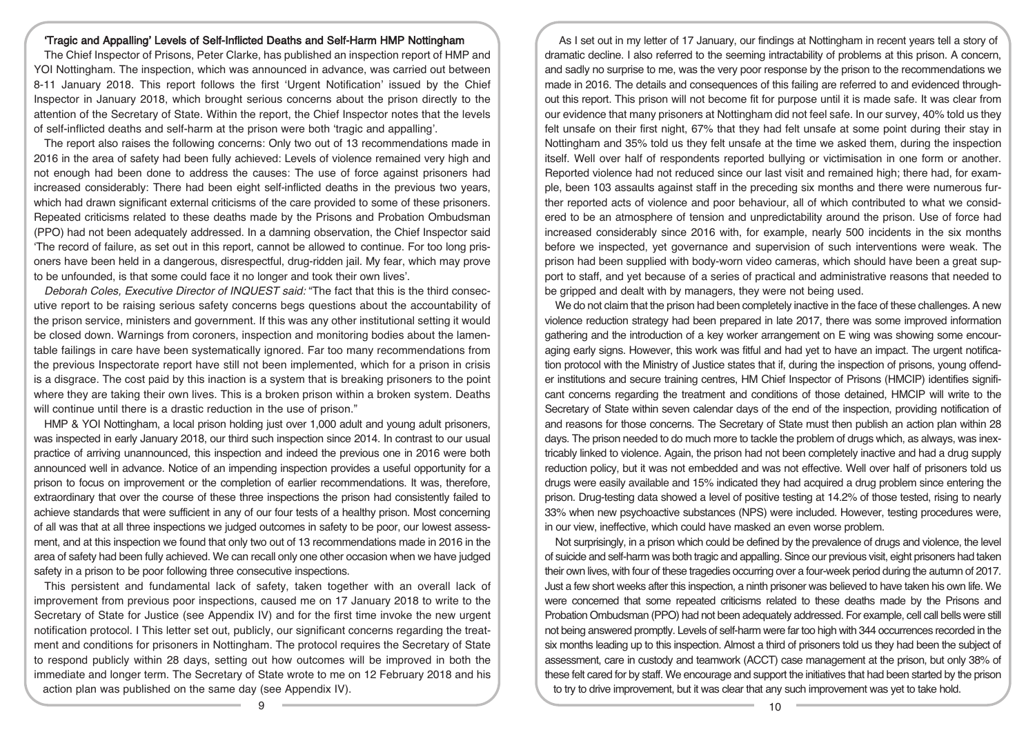### 'Tragic and Appalling' Levels of Self-Inflicted Deaths and Self-Harm HMP Nottingham

The Chief Inspector of Prisons, Peter Clarke, has published an inspection report of HMP and YOI Nottingham. The inspection, which was announced in advance, was carried out between 8-11 January 2018. This report follows the first 'Urgent Notification' issued by the Chief Inspector in January 2018, which brought serious concerns about the prison directly to the attention of the Secretary of State. Within the report, the Chief Inspector notes that the levels of self-inflicted deaths and self-harm at the prison were both 'tragic and appalling'.

The report also raises the following concerns: Only two out of 13 recommendations made in 2016 in the area of safety had been fully achieved: Levels of violence remained very high and not enough had been done to address the causes: The use of force against prisoners had increased considerably: There had been eight self-inflicted deaths in the previous two years, which had drawn significant external criticisms of the care provided to some of these prisoners. Repeated criticisms related to these deaths made by the Prisons and Probation Ombudsman (PPO) had not been adequately addressed. In a damning observation, the Chief Inspector said 'The record of failure, as set out in this report, cannot be allowed to continue. For too long prisoners have been held in a dangerous, disrespectful, drug-ridden jail. My fear, which may prove to be unfounded, is that some could face it no longer and took their own lives'.

*Deborah Coles, Executive Director of INQUEST said:* "The fact that this is the third consecutive report to be raising serious safety concerns begs questions about the accountability of the prison service, ministers and government. If this was any other institutional setting it would be closed down. Warnings from coroners, inspection and monitoring bodies about the lamentable failings in care have been systematically ignored. Far too many recommendations from the previous Inspectorate report have still not been implemented, which for a prison in crisis is a disgrace. The cost paid by this inaction is a system that is breaking prisoners to the point where they are taking their own lives. This is a broken prison within a broken system. Deaths will continue until there is a drastic reduction in the use of prison."

HMP & YOI Nottingham, a local prison holding just over 1,000 adult and young adult prisoners, was inspected in early January 2018, our third such inspection since 2014. In contrast to our usual practice of arriving unannounced, this inspection and indeed the previous one in 2016 were both announced well in advance. Notice of an impending inspection provides a useful opportunity for a prison to focus on improvement or the completion of earlier recommendations. It was, therefore, extraordinary that over the course of these three inspections the prison had consistently failed to achieve standards that were sufficient in any of our four tests of a healthy prison. Most concerning of all was that at all three inspections we judged outcomes in safety to be poor, our lowest assessment, and at this inspection we found that only two out of 13 recommendations made in 2016 in the area of safety had been fully achieved. We can recall only one other occasion when we have judged safety in a prison to be poor following three consecutive inspections.

This persistent and fundamental lack of safety, taken together with an overall lack of improvement from previous poor inspections, caused me on 17 January 2018 to write to the Secretary of State for Justice (see Appendix IV) and for the first time invoke the new urgent notification protocol. I This letter set out, publicly, our significant concerns regarding the treatment and conditions for prisoners in Nottingham. The protocol requires the Secretary of State to respond publicly within 28 days, setting out how outcomes will be improved in both the immediate and longer term. The Secretary of State wrote to me on 12 February 2018 and his action plan was published on the same day (see Appendix IV).

As I set out in my letter of 17 January, our findings at Nottingham in recent years tell a story of dramatic decline. I also referred to the seeming intractability of problems at this prison. A concern, and sadly no surprise to me, was the very poor response by the prison to the recommendations we made in 2016. The details and consequences of this failing are referred to and evidenced throughout this report. This prison will not become fit for purpose until it is made safe. It was clear from our evidence that many prisoners at Nottingham did not feel safe. In our survey, 40% told us they felt unsafe on their first night, 67% that they had felt unsafe at some point during their stay in Nottingham and 35% told us they felt unsafe at the time we asked them, during the inspection itself. Well over half of respondents reported bullying or victimisation in one form or another. Reported violence had not reduced since our last visit and remained high; there had, for example, been 103 assaults against staff in the preceding six months and there were numerous further reported acts of violence and poor behaviour, all of which contributed to what we considered to be an atmosphere of tension and unpredictability around the prison. Use of force had increased considerably since 2016 with, for example, nearly 500 incidents in the six months before we inspected, yet governance and supervision of such interventions were weak. The prison had been supplied with body-worn video cameras, which should have been a great support to staff, and yet because of a series of practical and administrative reasons that needed to be gripped and dealt with by managers, they were not being used.

We do not claim that the prison had been completely inactive in the face of these challenges. A new violence reduction strategy had been prepared in late 2017, there was some improved information gathering and the introduction of a key worker arrangement on E wing was showing some encouraging early signs. However, this work was fitful and had yet to have an impact. The urgent notification protocol with the Ministry of Justice states that if, during the inspection of prisons, young offender institutions and secure training centres, HM Chief Inspector of Prisons (HMCIP) identifies significant concerns regarding the treatment and conditions of those detained, HMCIP will write to the Secretary of State within seven calendar days of the end of the inspection, providing notification of and reasons for those concerns. The Secretary of State must then publish an action plan within 28 days. The prison needed to do much more to tackle the problem of drugs which, as always, was inextricably linked to violence. Again, the prison had not been completely inactive and had a drug supply reduction policy, but it was not embedded and was not effective. Well over half of prisoners told us drugs were easily available and 15% indicated they had acquired a drug problem since entering the prison. Drug-testing data showed a level of positive testing at 14.2% of those tested, rising to nearly 33% when new psychoactive substances (NPS) were included. However, testing procedures were, in our view, ineffective, which could have masked an even worse problem.

Not surprisingly, in a prison which could be defined by the prevalence of drugs and violence, the level of suicide and self-harm was both tragic and appalling. Since our previous visit, eight prisoners had taken their own lives, with four of these tragedies occurring over a four-week period during the autumn of 2017. Just a few short weeks after this inspection, a ninth prisoner was believed to have taken his own life. We were concerned that some repeated criticisms related to these deaths made by the Prisons and Probation Ombudsman (PPO) had not been adequately addressed. For example, cell call bells were still not being answered promptly. Levels of self-harm were far too high with 344 occurrences recorded in the six months leading up to this inspection. Almost a third of prisoners told us they had been the subject of assessment, care in custody and teamwork (ACCT) case management at the prison, but only 38% of these felt cared for by staff. We encourage and support the initiatives that had been started by the prison to try to drive improvement, but it was clear that any such improvement was yet to take hold.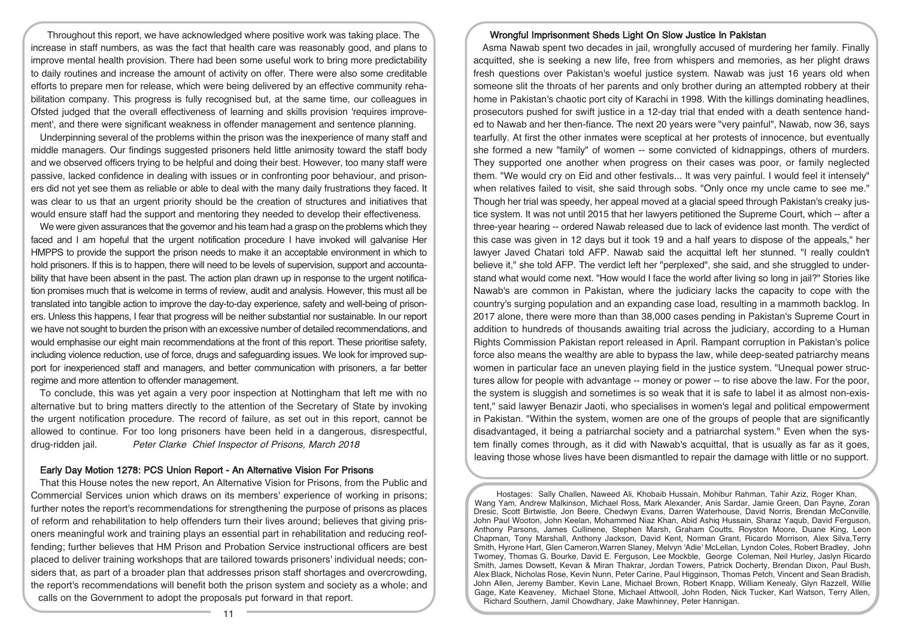Throughout this report, we have acknowledged where positive work was taking place. The increase in staff numbers, as was the fact that health care was reasonably good, and plans to improve mental health provision. There had been some useful work to bring more predictability to daily routines and increase the amount of activity on offer. There were also some creditable efforts to prepare men for release, which were being delivered by an effective community rehabilitation company. This progress is fully recognised but, at the same time, our colleagues in Ofsted judged that the overall effectiveness of learning and skills provision 'requires improvement', and there were significant weakness in offender management and sentence planning.

Underpinning several of the problems within the prison was the inexperience of many staff and middle managers. Our findings suggested prisoners held little animosity toward the staff body and we observed officers trying to be helpful and doing their best. However, too many staff were passive, lacked confidence in dealing with issues or in confronting poor behaviour, and prisoners did not yet see them as reliable or able to deal with the many daily frustrations they faced. It was clear to us that an urgent priority should be the creation of structures and initiatives that would ensure staff had the support and mentoring they needed to develop their effectiveness.

We were given assurances that the governor and his team had a grasp on the problems which they faced and I am hopeful that the urgent notification procedure I have invoked will galvanise Her HMPPS to provide the support the prison needs to make it an acceptable environment in which to hold prisoners. If this is to happen, there will need to be levels of supervision, support and accountability that have been absent in the past. The action plan drawn up in response to the urgent notification promises much that is welcome in terms of review, audit and analysis. However, this must all be translated into tangible action to improve the day-to-day experience, safety and well-being of prisoners. Unless this happens, I fear that progress will be neither substantial nor sustainable. In our report we have not sought to burden the prison with an excessive number of detailed recommendations, and would emphasise our eight main recommendations at the front of this report. These prioritise safety, including violence reduction, use of force, drugs and safeguarding issues. We look for improved support for inexperienced staff and managers, and better communication with prisoners, a far better regime and more attention to offender management.

To conclude, this was yet again a very poor inspection at Nottingham that left me with no alternative but to bring matters directly to the attention of the Secretary of State by invoking the urgent notification procedure. The record of failure, as set out in this report, cannot be allowed to continue. For too long prisoners have been held in a dangerous, disrespectful, drug-ridden jail. *Peter Clarke Chief Inspector of Prisons, March 2018*

## Early Day Motion 1278: PCS Union Report - An Alternative Vision For Prisons

That this House notes the new report, An Alternative Vision for Prisons, from the Public and Commercial Services union which draws on its members' experience of working in prisons; further notes the report's recommendations for strengthening the purpose of prisons as places of reform and rehabilitation to help offenders turn their lives around; believes that giving prisoners meaningful work and training plays an essential part in rehabilitation and reducing reoffending; further believes that HM Prison and Probation Service instructional officers are best placed to deliver training workshops that are tailored towards prisoners' individual needs; considers that, as part of a broader plan that addresses prison staff shortages and overcrowding, the report's recommendations will benefit both the prison system and society as a whole; and calls on the Government to adopt the proposals put forward in that report.

## Wrongful Imprisonment Sheds Light On Slow Justice In Pakistan

Asma Nawab spent two decades in jail, wrongfully accused of murdering her family. Finally acquitted, she is seeking a new life, free from whispers and memories, as her plight draws fresh questions over Pakistan's woeful justice system. Nawab was just 16 years old when someone slit the throats of her parents and only brother during an attempted robbery at their home in Pakistan's chaotic port city of Karachi in 1998. With the killings dominating headlines, prosecutors pushed for swift justice in a 12-day trial that ended with a death sentence handed to Nawab and her then-fiance. The next 20 years were "very painful", Nawab, now 36, says tearfully. At first the other inmates were sceptical at her protests of innocence, but eventually she formed a new "family" of women -- some convicted of kidnappings, others of murders. They supported one another when progress on their cases was poor, or family neglected them. "We would cry on Eid and other festivals... It was very painful. I would feel it intensely" when relatives failed to visit, she said through sobs. "Only once my uncle came to see me." Though her trial was speedy, her appeal moved at a glacial speed through Pakistan's creaky justice system. It was not until 2015 that her lawyers petitioned the Supreme Court, which -- after a three-year hearing -- ordered Nawab released due to lack of evidence last month. The verdict of this case was given in 12 days but it took 19 and a half years to dispose of the appeals," her lawyer Javed Chatari told AFP. Nawab said the acquittal left her stunned. "I really couldn't believe it," she told AFP. The verdict left her "perplexed", she said, and she struggled to understand what would come next. "How would I face the world after living so long in jail?" Stories like Nawab's are common in Pakistan, where the judiciary lacks the capacity to cope with the country's surging population and an expanding case load, resulting in a mammoth backlog. In 2017 alone, there were more than than 38,000 cases pending in Pakistan's Supreme Court in addition to hundreds of thousands awaiting trial across the judiciary, according to a Human Rights Commission Pakistan report released in April. Rampant corruption in Pakistan's police force also means the wealthy are able to bypass the law, while deep-seated patriarchy means women in particular face an uneven playing field in the justice system. "Unequal power structures allow for people with advantage -- money or power -- to rise above the law. For the poor, the system is sluggish and sometimes is so weak that it is safe to label it as almost non-existent," said lawyer Benazir Jaoti, who specialises in women's legal and political empowerment in Pakistan. "Within the system, women are one of the groups of people that are significantly disadvantaged, it being a patriarchal society and a patriarchal system." Even when the system finally comes through, as it did with Nawab's acquittal, that is usually as far as it goes, leaving those whose lives have been dismantled to repair the damage with little or no support.

Hostages: Sally Challen, Naweed Ali, Khobaib Hussain, Mohibur Rahman, Tahir Aziz, Roger Khan, Wang Yam, Andrew Malkinson, Michael Ross, Mark Alexander, Anis Sardar, Jamie Green, Dan Payne, Zoran Dresic, Scott Birtwistle, Jon Beere, Chedwyn Evans, Darren Waterhouse, David Norris, Brendan McConville, John Paul Wooton, John Keelan, Mohammed Niaz Khan, Abid Ashiq Hussain, Sharaz Yaqub, David Ferguson, Anthony Parsons, James Cullinene, Stephen Marsh, Graham Coutts, Royston Moore, Duane King, Leon Chapman, Tony Marshall, Anthony Jackson, David Kent, Norman Grant, Ricardo Morrison, Alex Silva,Terry Smith, Hyrone Hart, Glen Cameron,Warren Slaney, Melvyn 'Adie' McLellan, Lyndon Coles, Robert Bradley, John Twomey, Thomas G. Bourke, David E. Ferguson, Lee Mockble, George Coleman, Neil Hurley, Jaslyn Ricardo Smith, James Dowsett, Kevan & Miran Thakrar, Jordan Towers, Patrick Docherty, Brendan Dixon, Paul Bush, Alex Black, Nicholas Rose, Kevin Nunn, Peter Carine, Paul Higginson, Thomas Petch, Vincent and Sean Bradish, John Allen, Jeremy Bamber, Kevin Lane, Michael Brown, Robert Knapp, William Kenealy, Glyn Razzell, Willie Gage, Kate Keaveney, Michael Stone, Michael Attwooll, John Roden, Nick Tucker, Karl Watson, Terry Allen, Richard Southern, Jamil Chowdhary, Jake Mawhinney, Peter Hannigan.